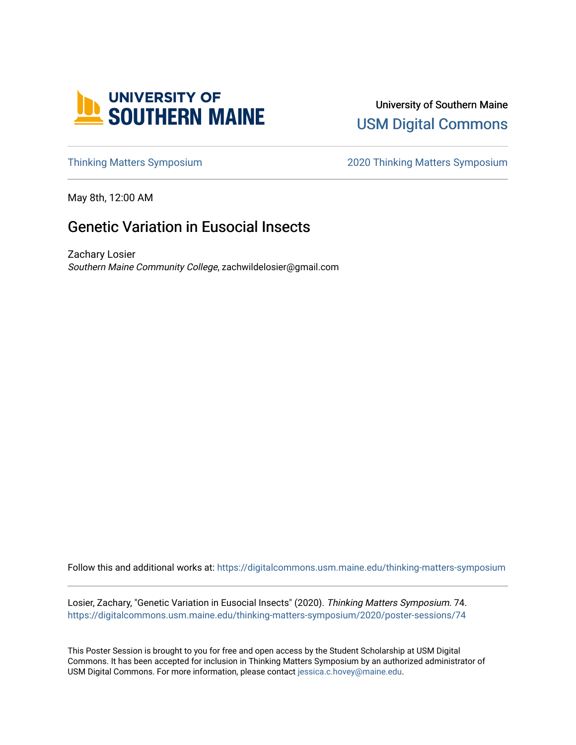University of Southern Maine

USM Digital Commons

Thinking Matters Symposium

2020 Thinking Matters Symposium

May 8th, 12:00 AM

# Genetic Variation in Eusocial Insects

Zachary Losier

*Southern Maine Community College*, zachwildelosier@gmail.com

Follow this and additional works at: https://digitalcommons.usm.maine.edu/thinking-matters-symposium

Losier, Zachary, "Genetic Variation in Eusocial Insects" (2020). *Thinking Matters Symposium*. 74.
https://digitalcommons.usm.maine.edu/thinking-matters-symposium/2020/poster-sessions/74

This Poster Session is brought to you for free and open access by the Student Scholarship at USM Digital Commons. It has been accepted for inclusion in Thinking Matters Symposium by an authorized administrator of USM Digital Commons. For more information, please contact jessica.c.hovey@maine.edu.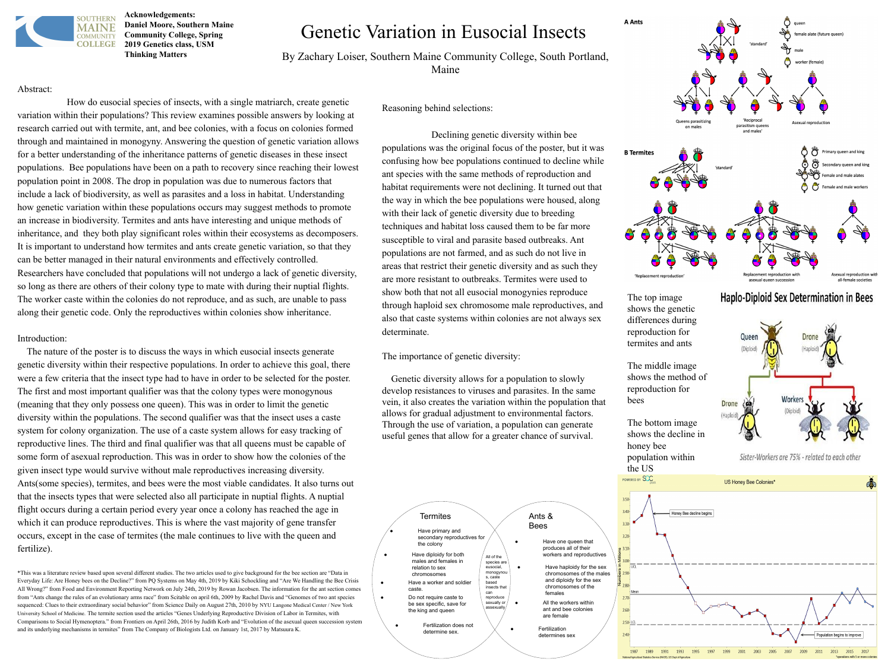Acknowledgements:
Daniel Moore, Southern Maine Community College, Spring 2019 Genetics class, USM
Thinking Matters

# Genetic Variation in Eusocial Insects

By Zachary Loiser, Southern Maine Community College, South Portland, Maine

Abstract:

How do eusocial species of insects, with a single matriarch, create genetic variation within their populations? This review examines possible answers by looking at research carried out with termite, ant, and bee colonies, with a focus on colonies formed through and maintained in monogyny. Answering the question of genetic variation allows for a better understanding of the inheritance patterns of genetic diseases in these insect populations. Bee populations have been on a path to recovery since reaching their lowest population point in 2008. The drop in population was due to numerous factors that include a lack of biodiversity, as well as parasites and a loss in habitat. Understanding how genetic variation within these populations occurs may suggest methods to promote an increase in biodiversity. Termites and ants have interesting and unique methods of inheritance, and they both play significant roles within their ecosystems as decomposers. It is important to understand how termites and ants create genetic variation, so that they can be better managed in their natural environments and effectively controlled. Researchers have concluded that populations will not undergo a lack of genetic diversity, so long as there are others of their colony type to mate with during their nuptial flights. The worker caste within the colonies do not reproduce, and as such, are unable to pass along their genetic code. Only the reproductives within colonies show inheritance.

Introduction:

The nature of the poster is to discuss the ways in which eusocial insects generate genetic diversity within their respective populations. In order to achieve this goal, there were a few criteria that the insect type had to have in order to be selected for the poster. The first and most important qualifier was that the colony types were monogynous (meaning that they only possess one queen). This was in order to limit the genetic diversity within the populations. The second qualifier was that the insect uses a caste system for colony organization. The use of a caste system allows for easy tracking of reproductive lines. The third and final qualifier was that all queens must be capable of some form of asexual reproduction. This was in order to show how the colonies of the given insect type would survive without male reproductives increasing diversity. Ants(some species), termites, and bees were the most viable candidates. It also turns out that the insects types that were selected also all participate in nuptial flights. A nuptial flight occurs during a certain period every year once a colony has reached the age in which it can produce reproductives. This is where the vast majority of gene transfer occurs, except in the case of termites (the male continues to live with the queen and fertilize).

*This was a literature review based upon several different studies. The two articles used to give background for the bee section are "Data in Everyday Life: Are Honey bees on the Decline?" from PQ Systems on May 4th, 2019 by Kiki Schockling and "Are We Handling the Bee Crisis All Wrong?" from Food and Environment Reporting Network on July 24th, 2019 by Rowan Jacobsen. The information for the ant section comes from "Ants change the rules of an evolutionary arms race" from Scitable on april 6th, 2009 by Rachel Davis and "Genomes of two ant species sequenced: Clues to their extraordinary social behavior" from Science Daily on August 27th, 2010 by NYU Langone Medical Center / New York University School of Medicine. The termite section used the articles "Genes Underlying Reproductive Division of Labor in Termites, with Comparisons to Social Hymenoptera." from Frontiers on April 26th, 2016 by Judith Korb and "Evolution of the asexual queen succession system and its underlying mechanisms in termites" from The Company of Biologists Ltd. on January 1st, 2017 by Matsuura K.

Reasoning behind selections:

Declining genetic diversity within bee populations was the original focus of the poster, but it was confusing how bee populations continued to decline while ant species with the same methods of reproduction and habitat requirements were not declining. It turned out that the way in which the bee populations were housed, along with their lack of genetic diversity due to breeding techniques and habitat loss caused them to be far more susceptible to viral and parasite based outbreaks. Ant populations are not farmed, and as such do not live in areas that restrict their genetic diversity and as such they are more resistant to outbreaks. Termites were used to show both that not all eusocial monogynies reproduce through haploid sex chromosome male reproductives, and also that caste systems within colonies are not always sex determinate.

The importance of genetic diversity:

Genetic diversity allows for a population to slowly develop resistances to viruses and parasites. In the same vein, it also creates the variation within the population that allows for gradual adjustment to environmental factors. Through the use of variation, a population can generate useful genes that allow for a greater chance of survival.

Termites
- Have primary and secondary reproductives for the colony
- Have diploidy for both males and females in relation to sex chromosomes
- Have a worker and soldier caste.
- Do not require caste to be sex specific, save for the king and queen
- Fertilization does not determine sex.

All of the species are eusocial, monogynous, caste based insects that can reproduce sexually or asexually.

Ants & Bees
- Have one queen that produces all of their workers and reproductives
- Have haploidy for the sex chromosomes of the males and diploidy for the sex chromosomes of the females
- All the workers within ant and bee colonies are female
- Fertilization determines sex

A Ants
queen
female alate (future queen)
male
worker (female)
'standard'
Queens parasitizing on males
'Reciprocal parasitism queens and males'
Asexual reproduction

B Termites
Primary queen and king
Secondary queen and king
Female and male alates
Female and male workers
'standard'
'Replacement reproduction'
Replacement reproduction with asexual queen succession
Asexual reproduction with all-female societies

The top image shows the genetic differences during reproduction for termites and ants

The middle image shows the method of reproduction for bees

The bottom image shows the decline in honey bee population within the US

Haplo-Diploid Sex Determination in Bees
Queen (Diploid)
Drone (Haploid)
Drone (Haploid)
Workers (Diploid)
Sister-Workers are 75% related to each other

POWERED BY SQC pack
US Honey Bee Colonies*
Numbers in Millions
3.50, 3.40, 3.30, 3.20, 3.10, 3.00, 2.90, 2.80, 2.70, 2.60, 2.50, 2.40
UCL
Mean
LCL
Honey Bee decline begins
Population begins to improve
1987 1989 1991 1993 1995 1997 1999 2001 2003 2005 2007 2009 2011 2013 2015 2017
National Agricultural Statistics Service (NASS), US Dept of Agriculture
*operations with 5 or more colonies